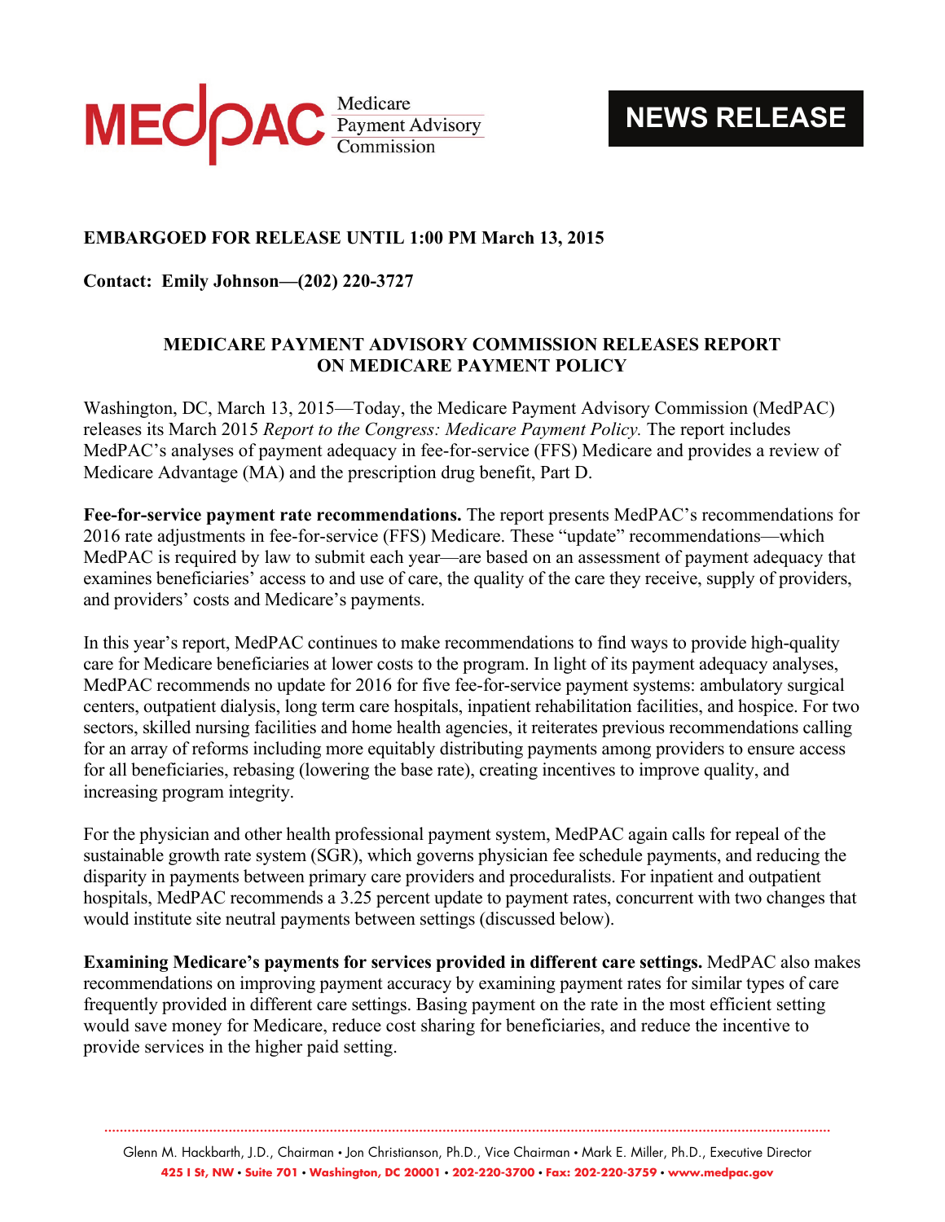MEDPAC Medicare Payment Advisory Commission

**NEWS RELEASE**

**EMBARGOED FOR RELEASE UNTIL 1:00 PM March 13, 2015**

**Contact: Emily Johnson—(202) 220-3727**

## MEDICARE PAYMENT ADVISORY COMMISSION RELEASES REPORT ON MEDICARE PAYMENT POLICY

Washington, DC, March 13, 2015—Today, the Medicare Payment Advisory Commission (MedPAC) releases its March 2015 *Report to the Congress: Medicare Payment Policy.* The report includes MedPAC's analyses of payment adequacy in fee-for-service (FFS) Medicare and provides a review of Medicare Advantage (MA) and the prescription drug benefit, Part D.

**Fee-for-service payment rate recommendations.** The report presents MedPAC's recommendations for 2016 rate adjustments in fee-for-service (FFS) Medicare. These "update" recommendations—which MedPAC is required by law to submit each year—are based on an assessment of payment adequacy that examines beneficiaries' access to and use of care, the quality of the care they receive, supply of providers, and providers' costs and Medicare's payments.

In this year's report, MedPAC continues to make recommendations to find ways to provide high-quality care for Medicare beneficiaries at lower costs to the program. In light of its payment adequacy analyses, MedPAC recommends no update for 2016 for five fee-for-service payment systems: ambulatory surgical centers, outpatient dialysis, long term care hospitals, inpatient rehabilitation facilities, and hospice. For two sectors, skilled nursing facilities and home health agencies, it reiterates previous recommendations calling for an array of reforms including more equitably distributing payments among providers to ensure access for all beneficiaries, rebasing (lowering the base rate), creating incentives to improve quality, and increasing program integrity.

For the physician and other health professional payment system, MedPAC again calls for repeal of the sustainable growth rate system (SGR), which governs physician fee schedule payments, and reducing the disparity in payments between primary care providers and proceduralists. For inpatient and outpatient hospitals, MedPAC recommends a 3.25 percent update to payment rates, concurrent with two changes that would institute site neutral payments between settings (discussed below).

**Examining Medicare's payments for services provided in different care settings.** MedPAC also makes recommendations on improving payment accuracy by examining payment rates for similar types of care frequently provided in different care settings. Basing payment on the rate in the most efficient setting would save money for Medicare, reduce cost sharing for beneficiaries, and reduce the incentive to provide services in the higher paid setting.

Glenn M. Hackbarth, J.D., Chairman • Jon Christianson, Ph.D., Vice Chairman • Mark E. Miller, Ph.D., Executive Director
425 I St, NW • Suite 701 • Washington, DC 20001 • 202-220-3700 • Fax: 202-220-3759 • www.medpac.gov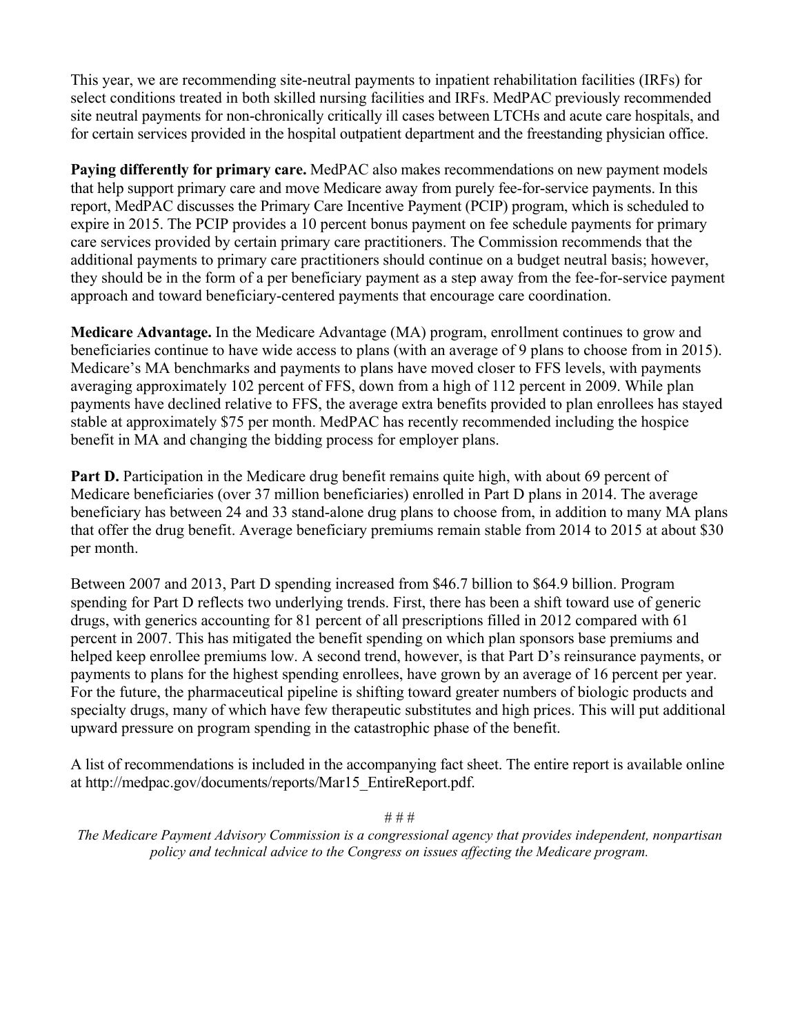This year, we are recommending site-neutral payments to inpatient rehabilitation facilities (IRFs) for select conditions treated in both skilled nursing facilities and IRFs. MedPAC previously recommended site neutral payments for non-chronically critically ill cases between LTCHs and acute care hospitals, and for certain services provided in the hospital outpatient department and the freestanding physician office.

**Paying differently for primary care.** MedPAC also makes recommendations on new payment models that help support primary care and move Medicare away from purely fee-for-service payments. In this report, MedPAC discusses the Primary Care Incentive Payment (PCIP) program, which is scheduled to expire in 2015. The PCIP provides a 10 percent bonus payment on fee schedule payments for primary care services provided by certain primary care practitioners. The Commission recommends that the additional payments to primary care practitioners should continue on a budget neutral basis; however, they should be in the form of a per beneficiary payment as a step away from the fee-for-service payment approach and toward beneficiary-centered payments that encourage care coordination.

**Medicare Advantage.** In the Medicare Advantage (MA) program, enrollment continues to grow and beneficiaries continue to have wide access to plans (with an average of 9 plans to choose from in 2015). Medicare's MA benchmarks and payments to plans have moved closer to FFS levels, with payments averaging approximately 102 percent of FFS, down from a high of 112 percent in 2009. While plan payments have declined relative to FFS, the average extra benefits provided to plan enrollees has stayed stable at approximately $75 per month. MedPAC has recently recommended including the hospice benefit in MA and changing the bidding process for employer plans.

**Part D.** Participation in the Medicare drug benefit remains quite high, with about 69 percent of Medicare beneficiaries (over 37 million beneficiaries) enrolled in Part D plans in 2014. The average beneficiary has between 24 and 33 stand-alone drug plans to choose from, in addition to many MA plans that offer the drug benefit. Average beneficiary premiums remain stable from 2014 to 2015 at about $30 per month.

Between 2007 and 2013, Part D spending increased from $46.7 billion to $64.9 billion. Program spending for Part D reflects two underlying trends. First, there has been a shift toward use of generic drugs, with generics accounting for 81 percent of all prescriptions filled in 2012 compared with 61 percent in 2007. This has mitigated the benefit spending on which plan sponsors base premiums and helped keep enrollee premiums low. A second trend, however, is that Part D's reinsurance payments, or payments to plans for the highest spending enrollees, have grown by an average of 16 percent per year. For the future, the pharmaceutical pipeline is shifting toward greater numbers of biologic products and specialty drugs, many of which have few therapeutic substitutes and high prices. This will put additional upward pressure on program spending in the catastrophic phase of the benefit.

A list of recommendations is included in the accompanying fact sheet. The entire report is available online at http://medpac.gov/documents/reports/Mar15_EntireReport.pdf.

# # #

*The Medicare Payment Advisory Commission is a congressional agency that provides independent, nonpartisan policy and technical advice to the Congress on issues affecting the Medicare program.*